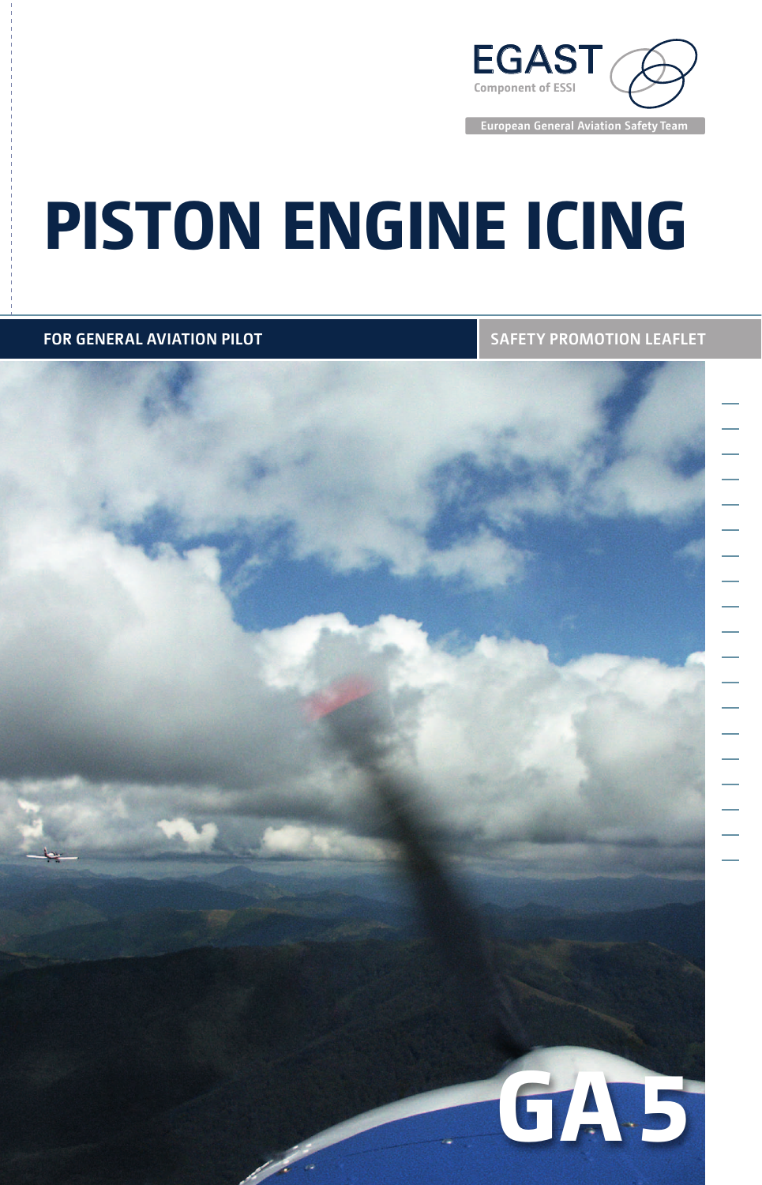EGAST

Component of ESSI

European General Aviation Safety Team

# PISTON ENGINE ICING

**FOR GENERAL AVIATION PILOT**

**SAFETY PROMOTION LEAFLET**

**GA 5**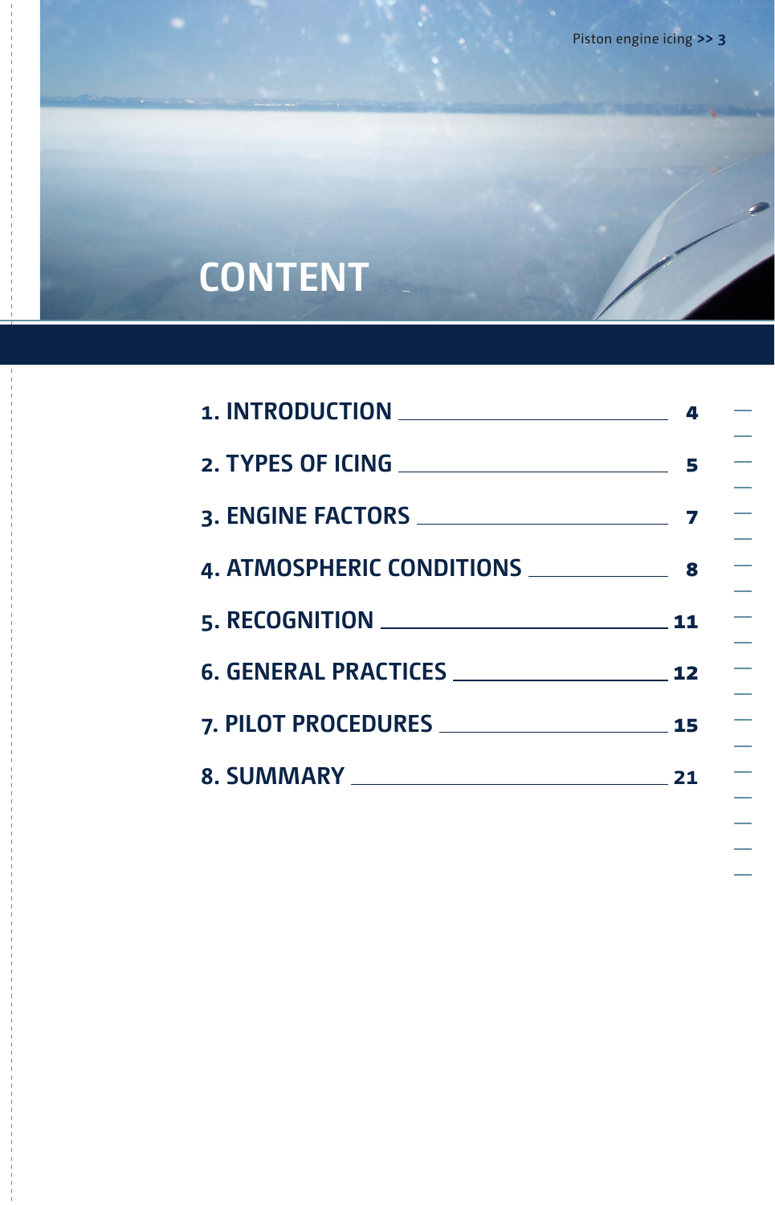# CONTENT

| | |
|---|---|
| 1. INTRODUCTION | 4 |
| 2. TYPES OF ICING | 5 |
| 3. ENGINE FACTORS | 7 |
| 4. ATMOSPHERIC CONDITIONS | 8 |
| 5. RECOGNITION | 11 |
| 6. GENERAL PRACTICES | 12 |
| 7. PILOT PROCEDURES | 15 |
| 8. SUMMARY | 21 |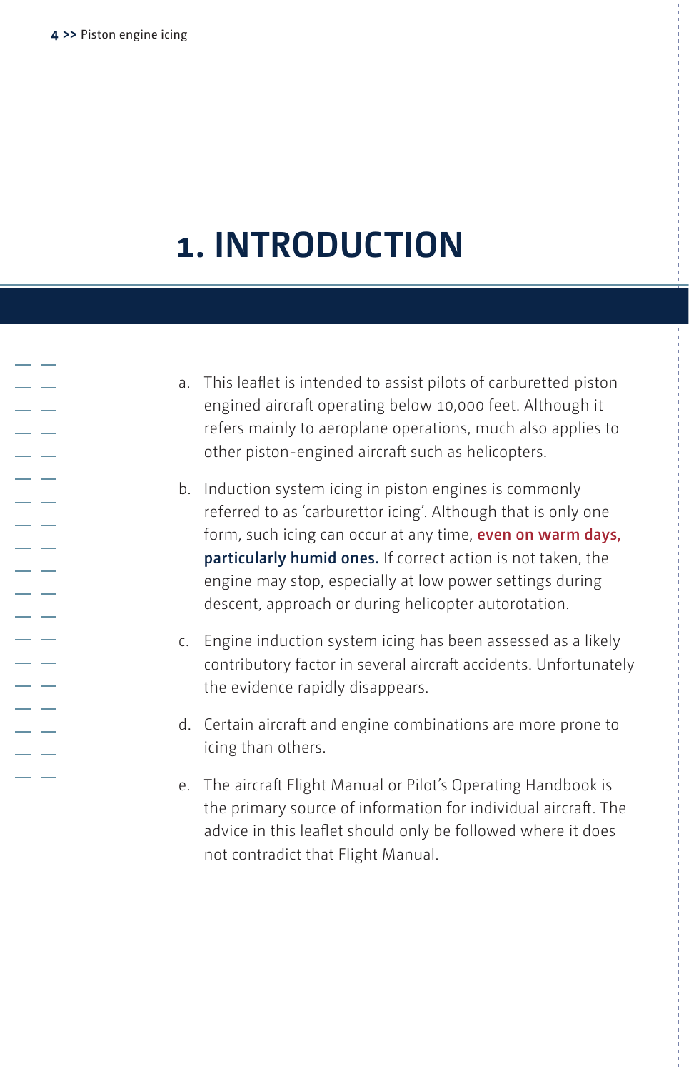# 1. INTRODUCTION

a. This leaflet is intended to assist pilots of carburetted piston engined aircraft operating below 10,000 feet. Although it refers mainly to aeroplane operations, much also applies to other piston-engined aircraft such as helicopters.

b. Induction system icing in piston engines is commonly referred to as 'carburettor icing'. Although that is only one form, such icing can occur at any time, **even on warm days, particularly humid ones.** If correct action is not taken, the engine may stop, especially at low power settings during descent, approach or during helicopter autorotation.

c. Engine induction system icing has been assessed as a likely contributory factor in several aircraft accidents. Unfortunately the evidence rapidly disappears.

d. Certain aircraft and engine combinations are more prone to icing than others.

e. The aircraft Flight Manual or Pilot's Operating Handbook is the primary source of information for individual aircraft. The advice in this leaflet should only be followed where it does not contradict that Flight Manual.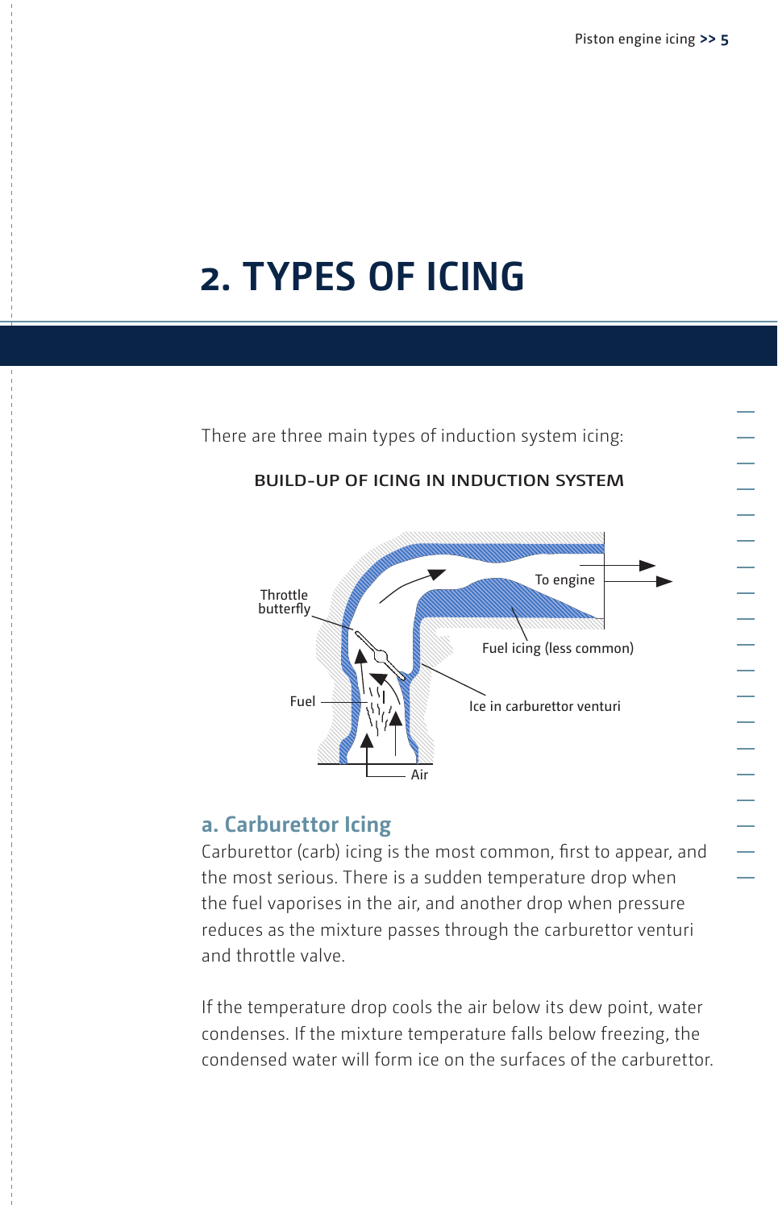# 2. TYPES OF ICING

There are three main types of induction system icing:

BUILD-UP OF ICING IN INDUCTION SYSTEM

Throttle butterfly

To engine

Fuel icing (less common)

Fuel

Ice in carburettor venturi

Air

## a. Carburettor Icing

Carburettor (carb) icing is the most common, first to appear, and the most serious. There is a sudden temperature drop when the fuel vaporises in the air, and another drop when pressure reduces as the mixture passes through the carburettor venturi and throttle valve.

If the temperature drop cools the air below its dew point, water condenses. If the mixture temperature falls below freezing, the condensed water will form ice on the surfaces of the carburettor.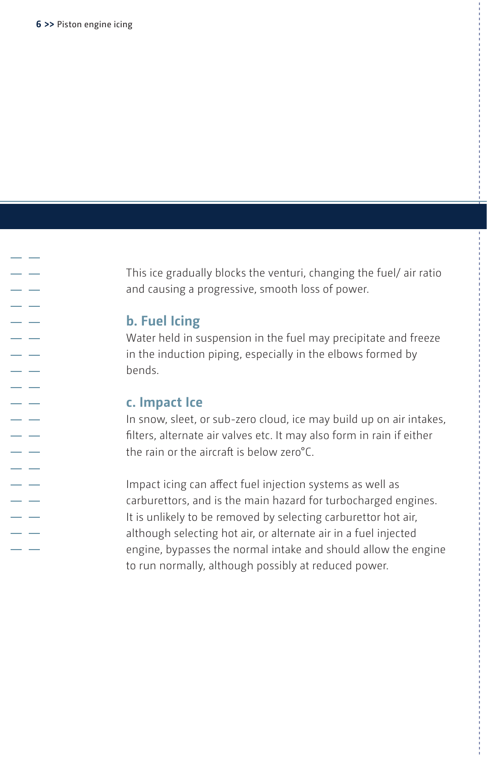This ice gradually blocks the venturi, changing the fuel/ air ratio and causing a progressive, smooth loss of power.

### b. Fuel Icing

Water held in suspension in the fuel may precipitate and freeze in the induction piping, especially in the elbows formed by bends.

### c. Impact Ice

In snow, sleet, or sub-zero cloud, ice may build up on air intakes, filters, alternate air valves etc. It may also form in rain if either the rain or the aircraft is below zero°C.

Impact icing can affect fuel injection systems as well as carburettors, and is the main hazard for turbocharged engines. It is unlikely to be removed by selecting carburettor hot air, although selecting hot air, or alternate air in a fuel injected engine, bypasses the normal intake and should allow the engine to run normally, although possibly at reduced power.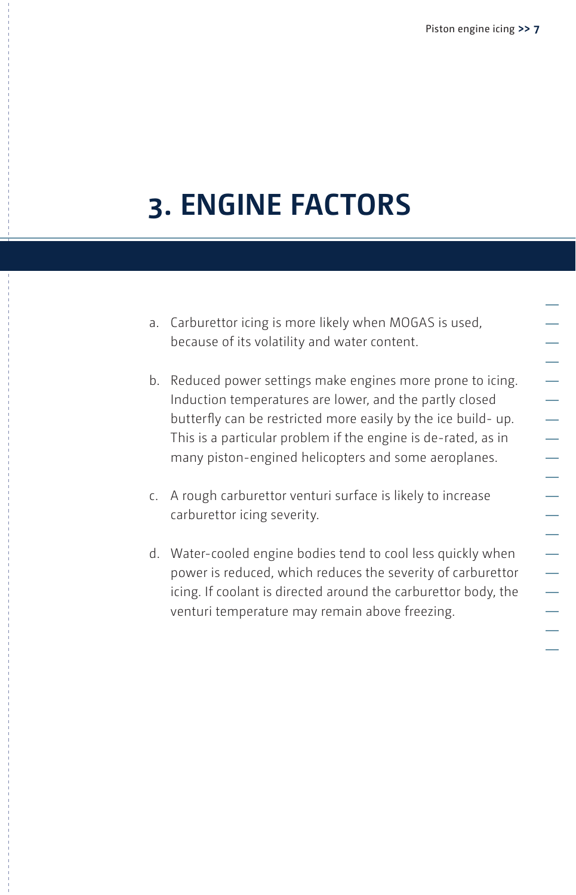# 3. ENGINE FACTORS

a. Carburettor icing is more likely when MOGAS is used, because of its volatility and water content.

b. Reduced power settings make engines more prone to icing. Induction temperatures are lower, and the partly closed butterfly can be restricted more easily by the ice build- up. This is a particular problem if the engine is de-rated, as in many piston-engined helicopters and some aeroplanes.

c. A rough carburettor venturi surface is likely to increase carburettor icing severity.

d. Water-cooled engine bodies tend to cool less quickly when power is reduced, which reduces the severity of carburettor icing. If coolant is directed around the carburettor body, the venturi temperature may remain above freezing.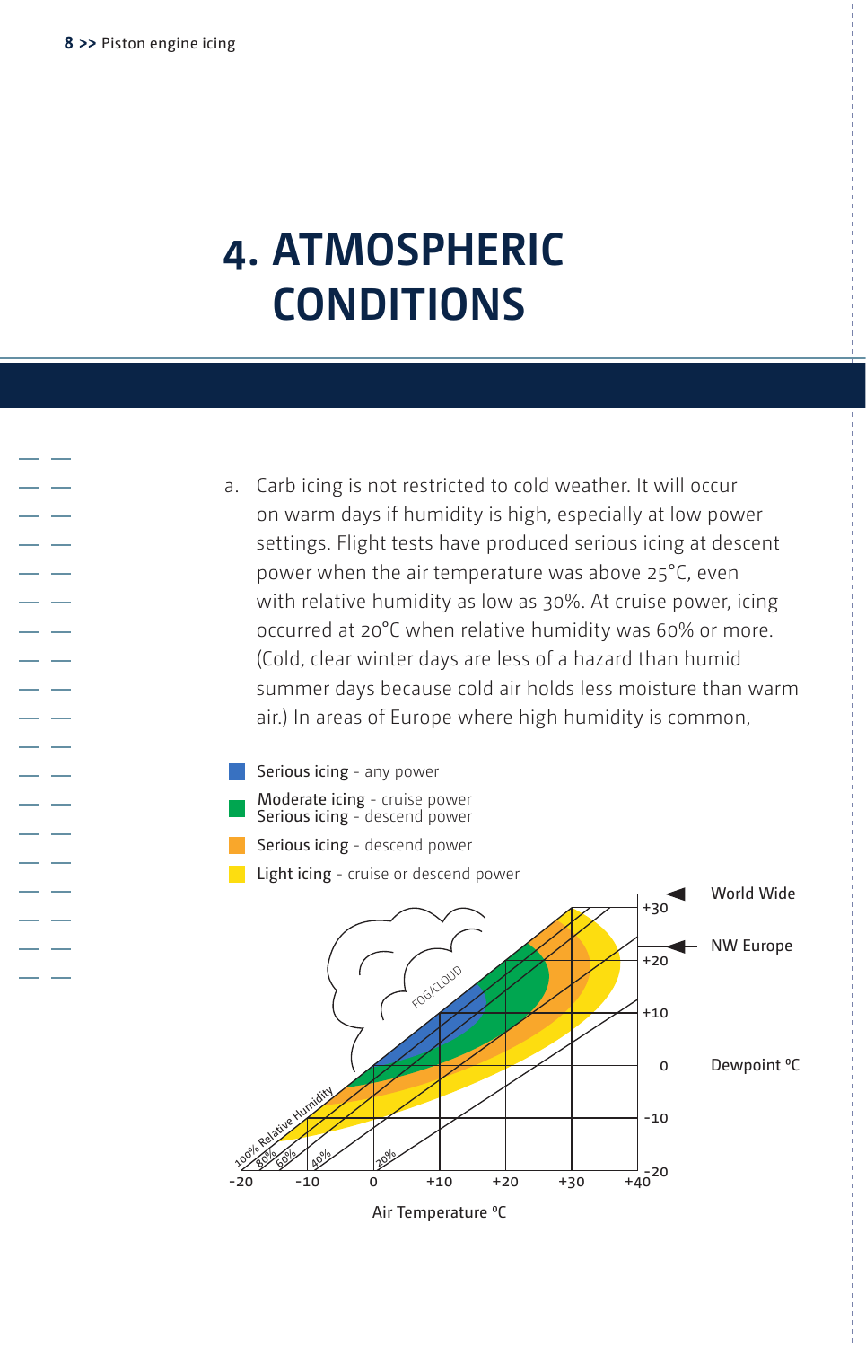# 4. ATMOSPHERIC CONDITIONS

a. Carb icing is not restricted to cold weather. It will occur on warm days if humidity is high, especially at low power settings. Flight tests have produced serious icing at descent power when the air temperature was above 25°C, even with relative humidity as low as 30%. At cruise power, icing occurred at 20°C when relative humidity was 60% or more. (Cold, clear winter days are less of a hazard than humid summer days because cold air holds less moisture than warm air.) In areas of Europe where high humidity is common,

Serious icing - any power

Moderate icing - cruise power
Serious icing - descend power

Serious icing - descend power

Light icing - cruise or descend power

World Wide

NW Europe

Dewpoint °C

FOG/CLOUD

100% Relative Humidity, 80%, 60%, 40%, 20%

Air Temperature °C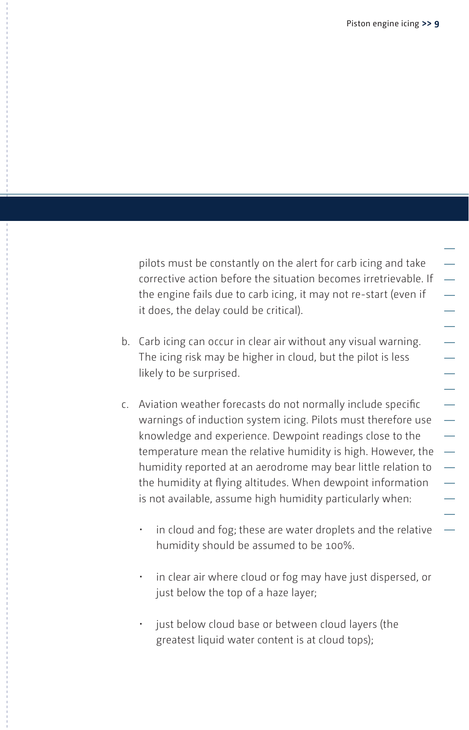pilots must be constantly on the alert for carb icing and take corrective action before the situation becomes irretrievable. If the engine fails due to carb icing, it may not re-start (even if it does, the delay could be critical).

b. Carb icing can occur in clear air without any visual warning. The icing risk may be higher in cloud, but the pilot is less likely to be surprised.

c. Aviation weather forecasts do not normally include specific warnings of induction system icing. Pilots must therefore use knowledge and experience. Dewpoint readings close to the temperature mean the relative humidity is high. However, the humidity reported at an aerodrome may bear little relation to the humidity at flying altitudes. When dewpoint information is not available, assume high humidity particularly when:

   - in cloud and fog; these are water droplets and the relative humidity should be assumed to be 100%.
   - in clear air where cloud or fog may have just dispersed, or just below the top of a haze layer;
   - just below cloud base or between cloud layers (the greatest liquid water content is at cloud tops);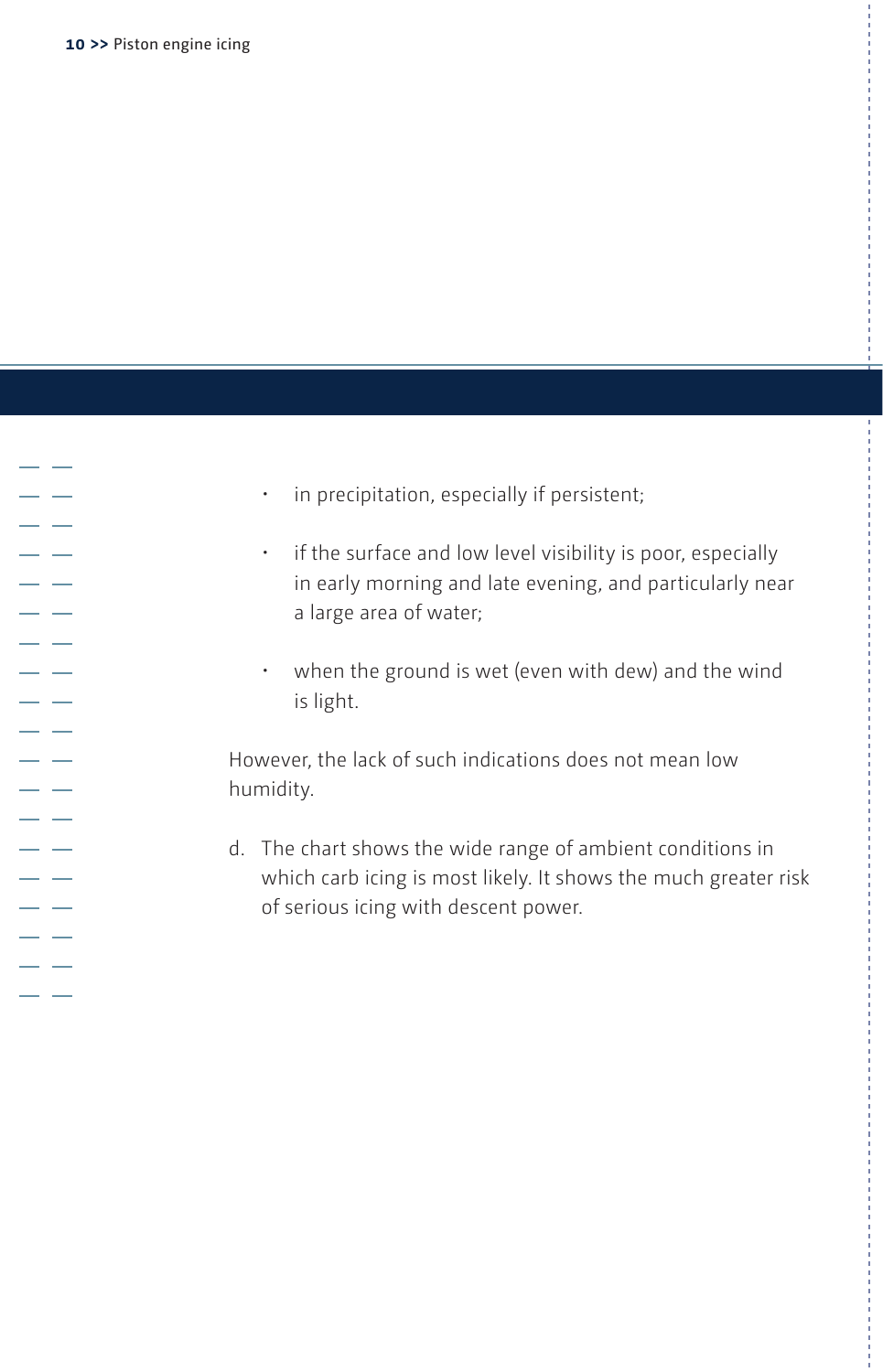- in precipitation, especially if persistent;
- if the surface and low level visibility is poor, especially in early morning and late evening, and particularly near a large area of water;
- when the ground is wet (even with dew) and the wind is light.

However, the lack of such indications does not mean low humidity.

d. The chart shows the wide range of ambient conditions in which carb icing is most likely. It shows the much greater risk of serious icing with descent power.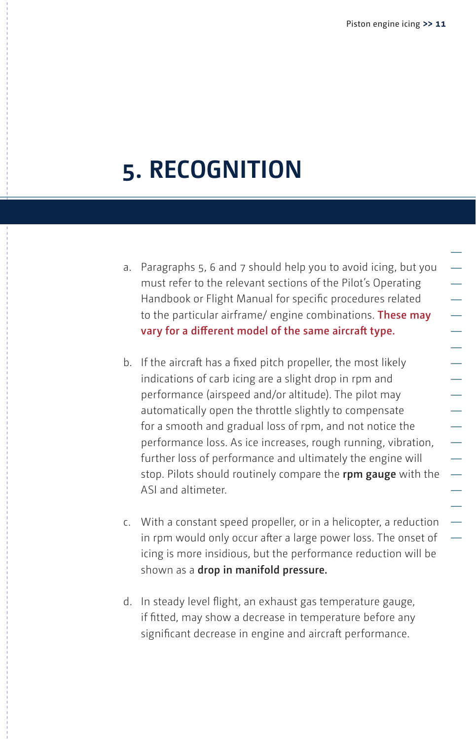# 5. RECOGNITION

a. Paragraphs 5, 6 and 7 should help you to avoid icing, but you must refer to the relevant sections of the Pilot's Operating Handbook or Flight Manual for specific procedures related to the particular airframe/ engine combinations. **These may vary for a different model of the same aircraft type.**

b. If the aircraft has a fixed pitch propeller, the most likely indications of carb icing are a slight drop in rpm and performance (airspeed and/or altitude). The pilot may automatically open the throttle slightly to compensate for a smooth and gradual loss of rpm, and not notice the performance loss. As ice increases, rough running, vibration, further loss of performance and ultimately the engine will stop. Pilots should routinely compare the **rpm gauge** with the ASI and altimeter.

c. With a constant speed propeller, or in a helicopter, a reduction in rpm would only occur after a large power loss. The onset of icing is more insidious, but the performance reduction will be shown as a **drop in manifold pressure.**

d. In steady level flight, an exhaust gas temperature gauge, if fitted, may show a decrease in temperature before any significant decrease in engine and aircraft performance.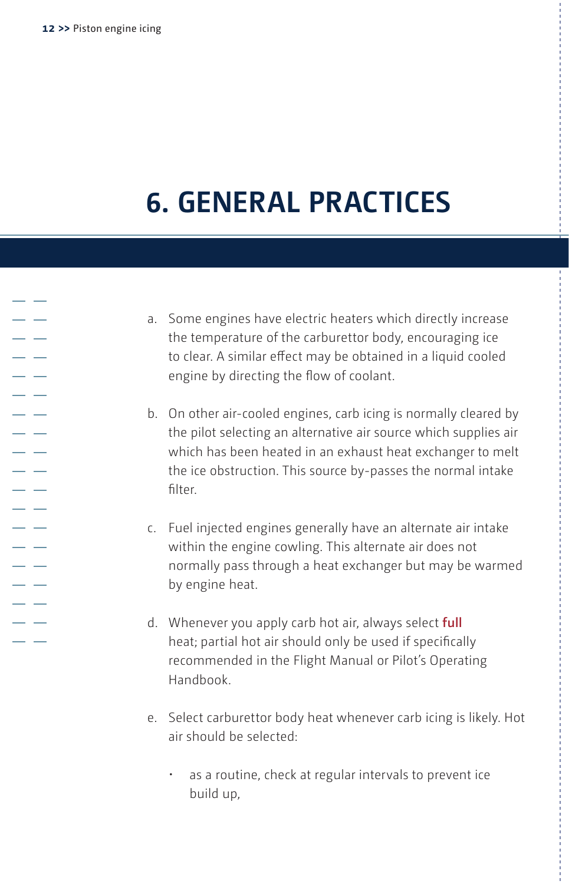# 6. GENERAL PRACTICES

a. Some engines have electric heaters which directly increase the temperature of the carburettor body, encouraging ice to clear. A similar effect may be obtained in a liquid cooled engine by directing the flow of coolant.

b. On other air-cooled engines, carb icing is normally cleared by the pilot selecting an alternative air source which supplies air which has been heated in an exhaust heat exchanger to melt the ice obstruction. This source by-passes the normal intake filter.

c. Fuel injected engines generally have an alternate air intake within the engine cowling. This alternate air does not normally pass through a heat exchanger but may be warmed by engine heat.

d. Whenever you apply carb hot air, always select **full** heat; partial hot air should only be used if specifically recommended in the Flight Manual or Pilot's Operating Handbook.

e. Select carburettor body heat whenever carb icing is likely. Hot air should be selected:

   - as a routine, check at regular intervals to prevent ice build up,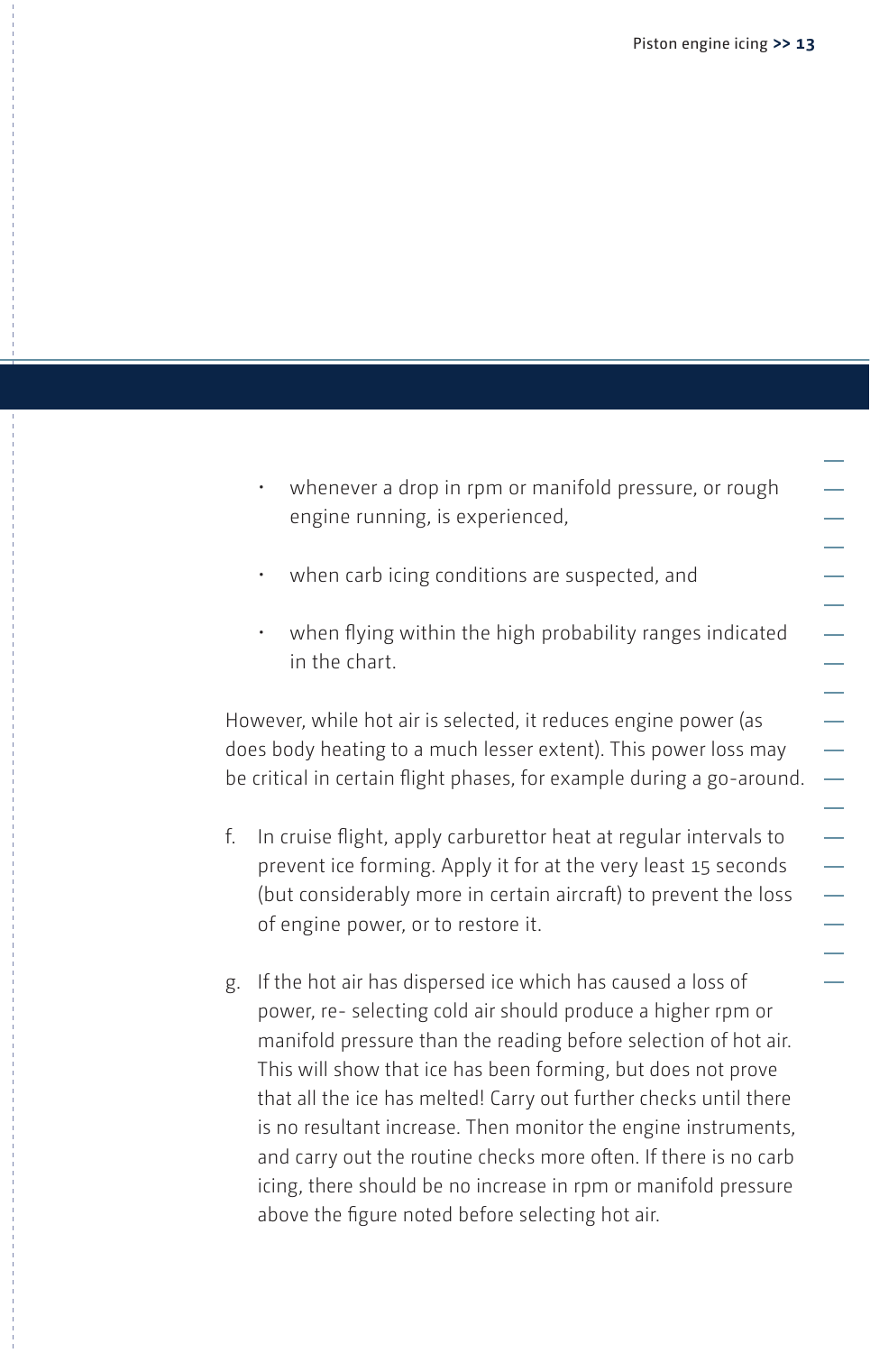- whenever a drop in rpm or manifold pressure, or rough engine running, is experienced,
- when carb icing conditions are suspected, and
- when flying within the high probability ranges indicated in the chart.

However, while hot air is selected, it reduces engine power (as does body heating to a much lesser extent). This power loss may be critical in certain flight phases, for example during a go-around.

f. In cruise flight, apply carburettor heat at regular intervals to prevent ice forming. Apply it for at the very least 15 seconds (but considerably more in certain aircraft) to prevent the loss of engine power, or to restore it.

g. If the hot air has dispersed ice which has caused a loss of power, re- selecting cold air should produce a higher rpm or manifold pressure than the reading before selection of hot air. This will show that ice has been forming, but does not prove that all the ice has melted! Carry out further checks until there is no resultant increase. Then monitor the engine instruments, and carry out the routine checks more often. If there is no carb icing, there should be no increase in rpm or manifold pressure above the figure noted before selecting hot air.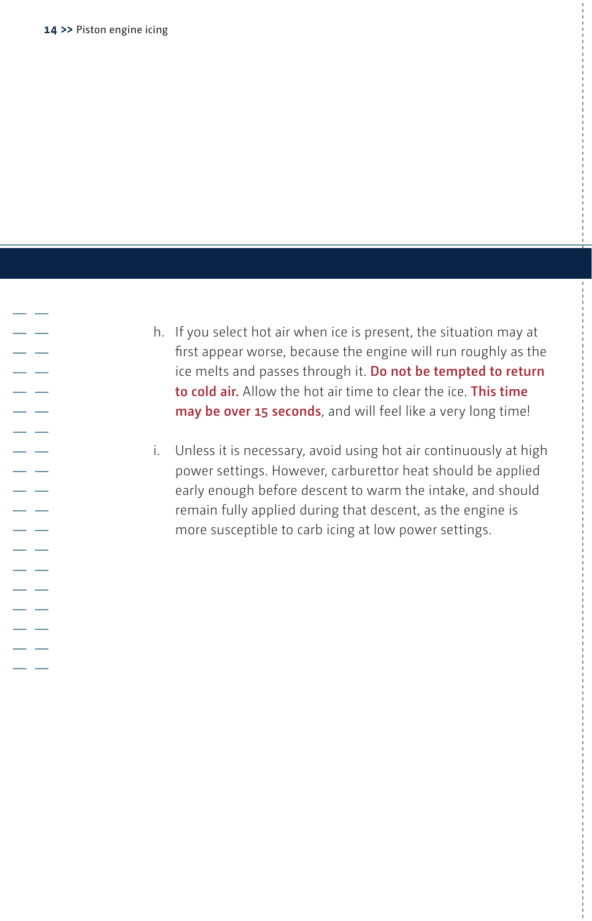h. If you select hot air when ice is present, the situation may at first appear worse, because the engine will run roughly as the ice melts and passes through it. **Do not be tempted to return to cold air.** Allow the hot air time to clear the ice. **This time may be over 15 seconds**, and will feel like a very long time!

i. Unless it is necessary, avoid using hot air continuously at high power settings. However, carburettor heat should be applied early enough before descent to warm the intake, and should remain fully applied during that descent, as the engine is more susceptible to carb icing at low power settings.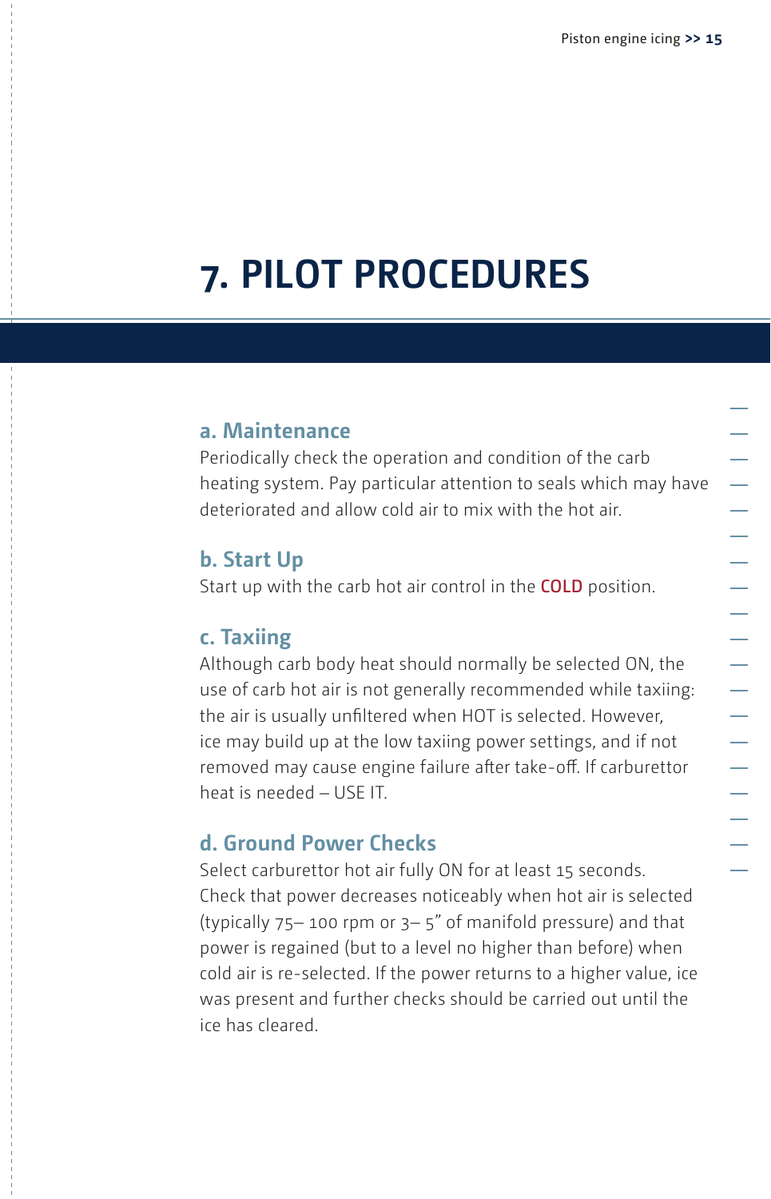# 7. PILOT PROCEDURES

## a. Maintenance

Periodically check the operation and condition of the carb heating system. Pay particular attention to seals which may have deteriorated and allow cold air to mix with the hot air.

## b. Start Up

Start up with the carb hot air control in the **COLD** position.

## c. Taxiing

Although carb body heat should normally be selected ON, the use of carb hot air is not generally recommended while taxiing: the air is usually unfiltered when HOT is selected. However, ice may build up at the low taxiing power settings, and if not removed may cause engine failure after take-off. If carburettor heat is needed – USE IT.

## d. Ground Power Checks

Select carburettor hot air fully ON for at least 15 seconds. Check that power decreases noticeably when hot air is selected (typically 75– 100 rpm or 3– 5" of manifold pressure) and that power is regained (but to a level no higher than before) when cold air is re-selected. If the power returns to a higher value, ice was present and further checks should be carried out until the ice has cleared.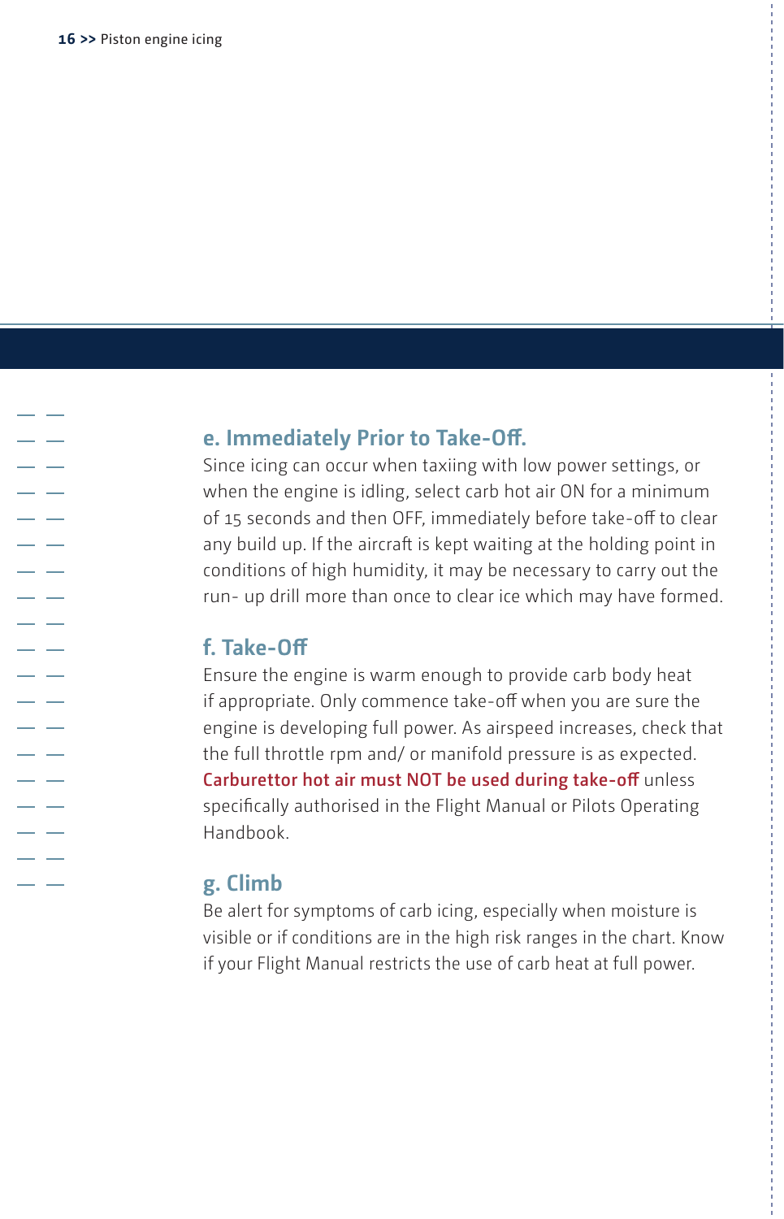### e. Immediately Prior to Take-Off.

Since icing can occur when taxiing with low power settings, or when the engine is idling, select carb hot air ON for a minimum of 15 seconds and then OFF, immediately before take-off to clear any build up. If the aircraft is kept waiting at the holding point in conditions of high humidity, it may be necessary to carry out the run- up drill more than once to clear ice which may have formed.

### f. Take-Off

Ensure the engine is warm enough to provide carb body heat if appropriate. Only commence take-off when you are sure the engine is developing full power. As airspeed increases, check that the full throttle rpm and/ or manifold pressure is as expected. **Carburettor hot air must NOT be used during take-off** unless specifically authorised in the Flight Manual or Pilots Operating Handbook.

### g. Climb

Be alert for symptoms of carb icing, especially when moisture is visible or if conditions are in the high risk ranges in the chart. Know if your Flight Manual restricts the use of carb heat at full power.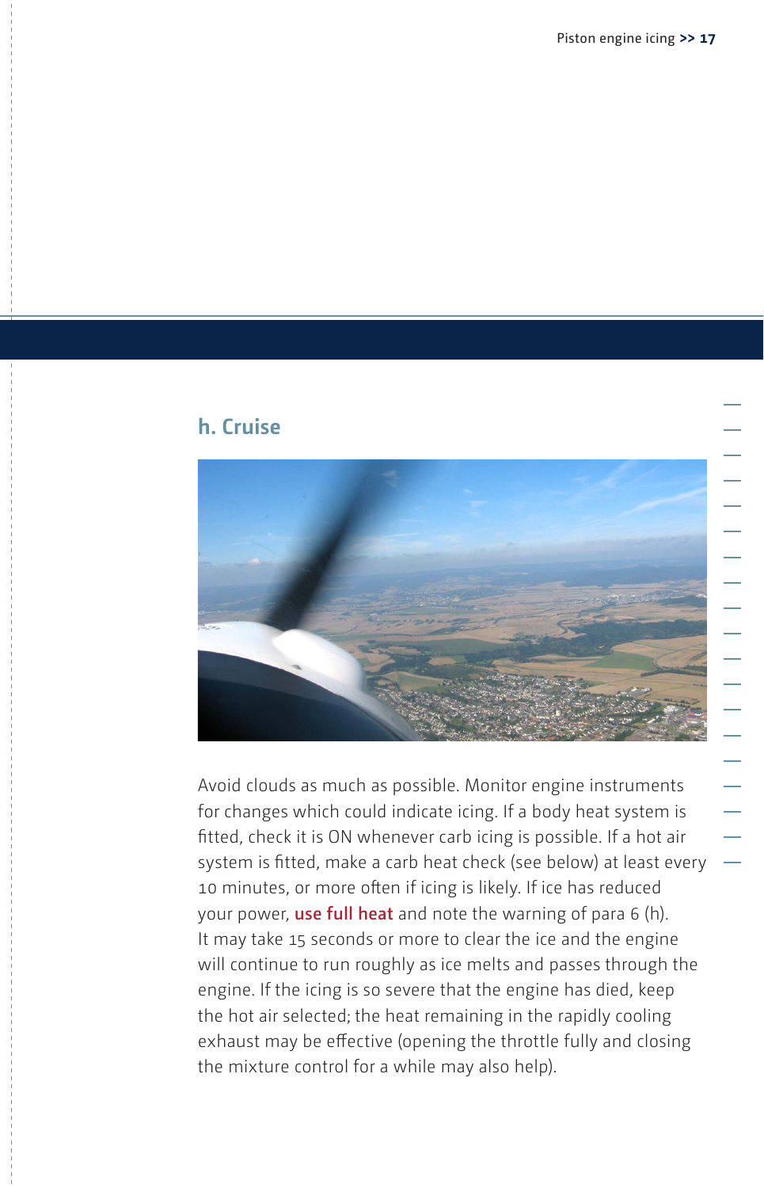## h. Cruise

Avoid clouds as much as possible. Monitor engine instruments for changes which could indicate icing. If a body heat system is fitted, check it is ON whenever carb icing is possible. If a hot air system is fitted, make a carb heat check (see below) at least every 10 minutes, or more often if icing is likely. If ice has reduced your power, **use full heat** and note the warning of para 6 (h). It may take 15 seconds or more to clear the ice and the engine will continue to run roughly as ice melts and passes through the engine. If the icing is so severe that the engine has died, keep the hot air selected; the heat remaining in the rapidly cooling exhaust may be effective (opening the throttle fully and closing the mixture control for a while may also help).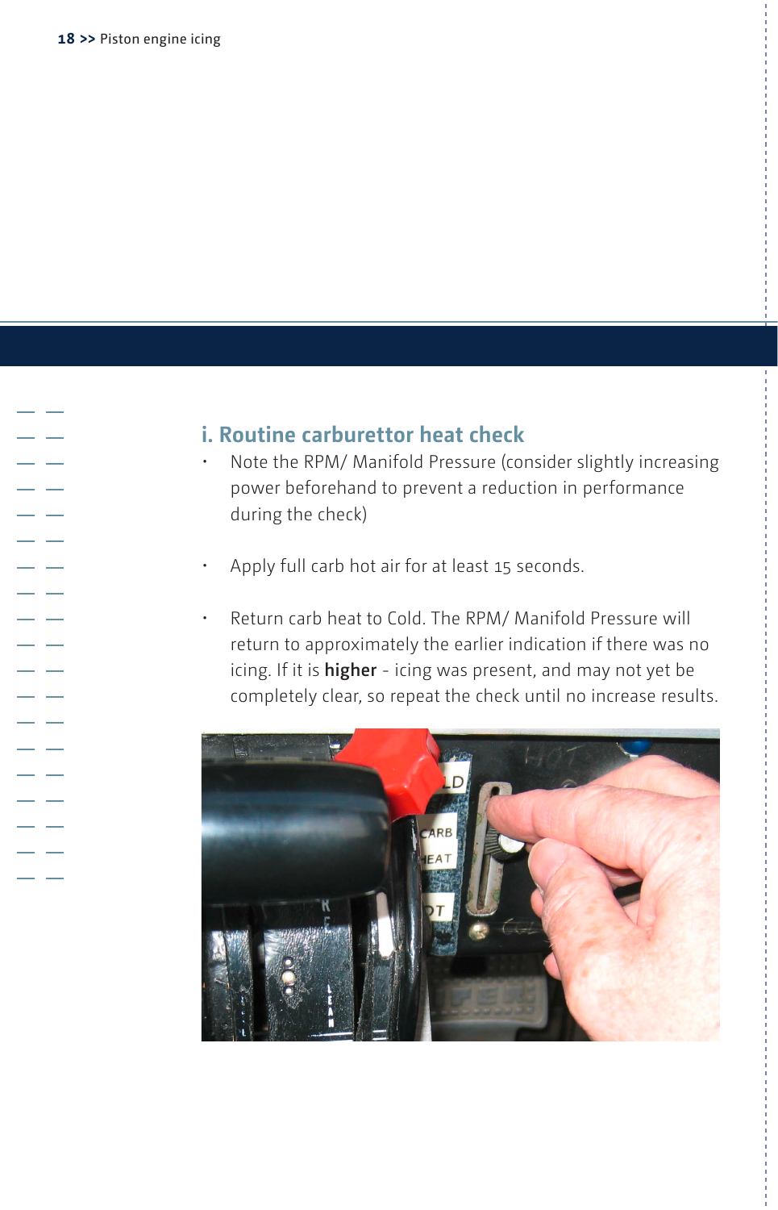## i. Routine carburettor heat check

- Note the RPM/ Manifold Pressure (consider slightly increasing power beforehand to prevent a reduction in performance during the check)
- Apply full carb hot air for at least 15 seconds.
- Return carb heat to Cold. The RPM/ Manifold Pressure will return to approximately the earlier indication if there was no icing. If it is **higher** - icing was present, and may not yet be completely clear, so repeat the check until no increase results.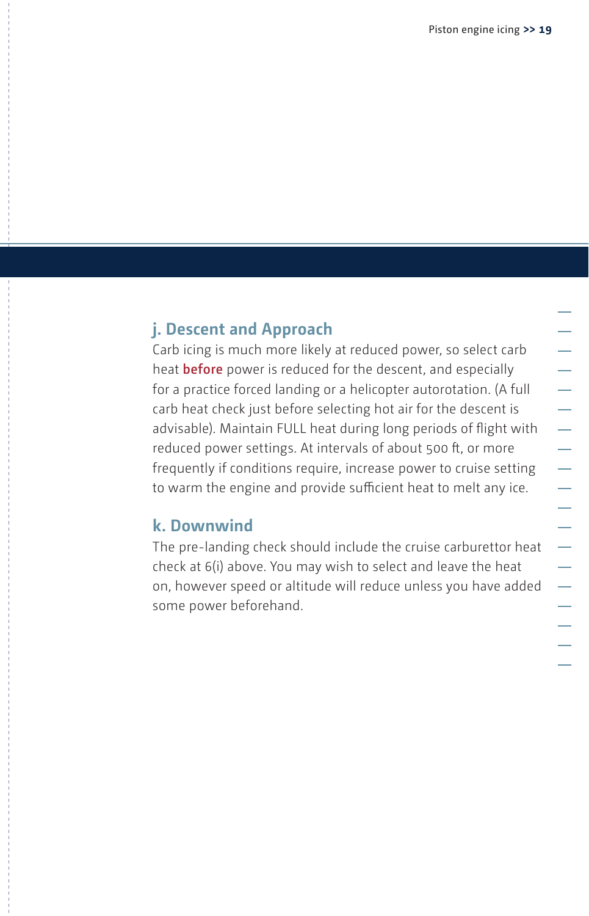## j. Descent and Approach

Carb icing is much more likely at reduced power, so select carb heat **before** power is reduced for the descent, and especially for a practice forced landing or a helicopter autorotation. (A full carb heat check just before selecting hot air for the descent is advisable). Maintain FULL heat during long periods of flight with reduced power settings. At intervals of about 500 ft, or more frequently if conditions require, increase power to cruise setting to warm the engine and provide sufficient heat to melt any ice.

## k. Downwind

The pre-landing check should include the cruise carburettor heat check at 6(i) above. You may wish to select and leave the heat on, however speed or altitude will reduce unless you have added some power beforehand.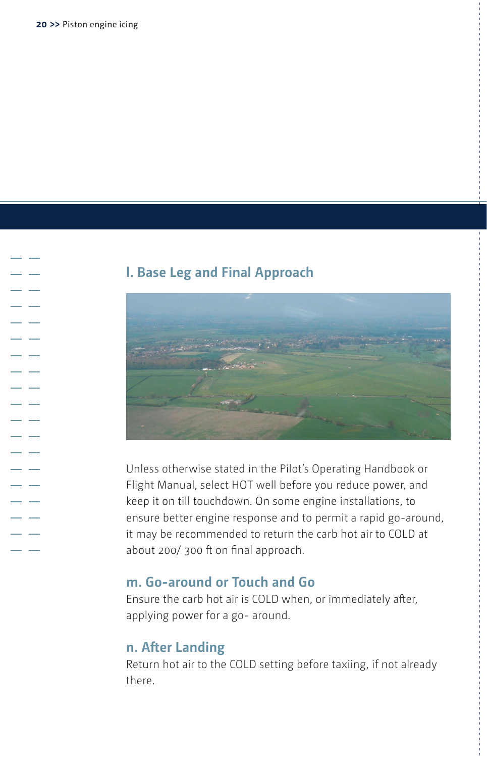### l. Base Leg and Final Approach

Unless otherwise stated in the Pilot's Operating Handbook or Flight Manual, select HOT well before you reduce power, and keep it on till touchdown. On some engine installations, to ensure better engine response and to permit a rapid go-around, it may be recommended to return the carb hot air to COLD at about 200/ 300 ft on final approach.

### m. Go-around or Touch and Go

Ensure the carb hot air is COLD when, or immediately after, applying power for a go- around.

### n. After Landing

Return hot air to the COLD setting before taxiing, if not already there.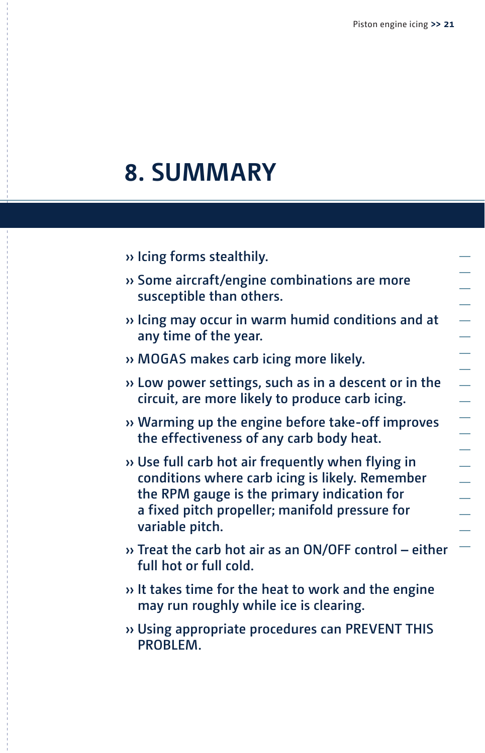# 8. SUMMARY

- Icing forms stealthily.
- Some aircraft/engine combinations are more susceptible than others.
- Icing may occur in warm humid conditions and at any time of the year.
- MOGAS makes carb icing more likely.
- Low power settings, such as in a descent or in the circuit, are more likely to produce carb icing.
- Warming up the engine before take-off improves the effectiveness of any carb body heat.
- Use full carb hot air frequently when flying in conditions where carb icing is likely. Remember the RPM gauge is the primary indication for a fixed pitch propeller; manifold pressure for variable pitch.
- Treat the carb hot air as an ON/OFF control – either full hot or full cold.
- It takes time for the heat to work and the engine may run roughly while ice is clearing.
- Using appropriate procedures can PREVENT THIS PROBLEM.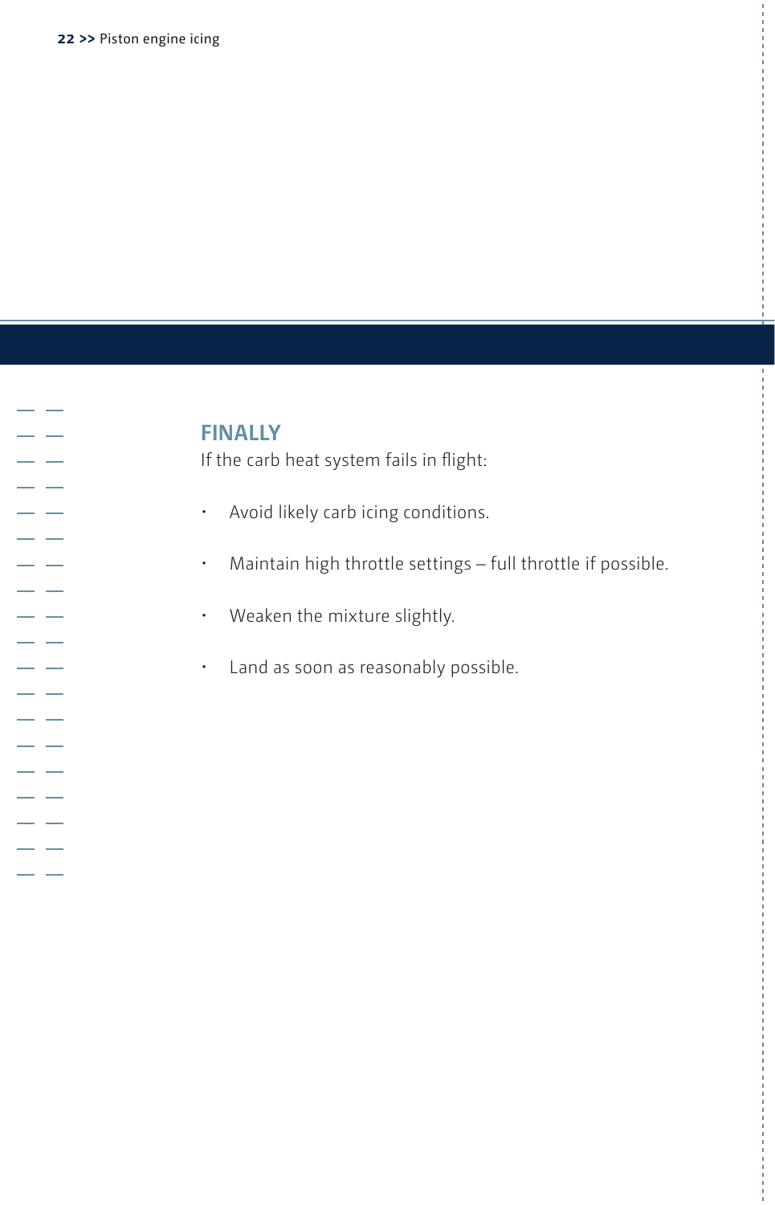## FINALLY

If the carb heat system fails in flight:

- Avoid likely carb icing conditions.
- Maintain high throttle settings – full throttle if possible.
- Weaken the mixture slightly.
- Land as soon as reasonably possible.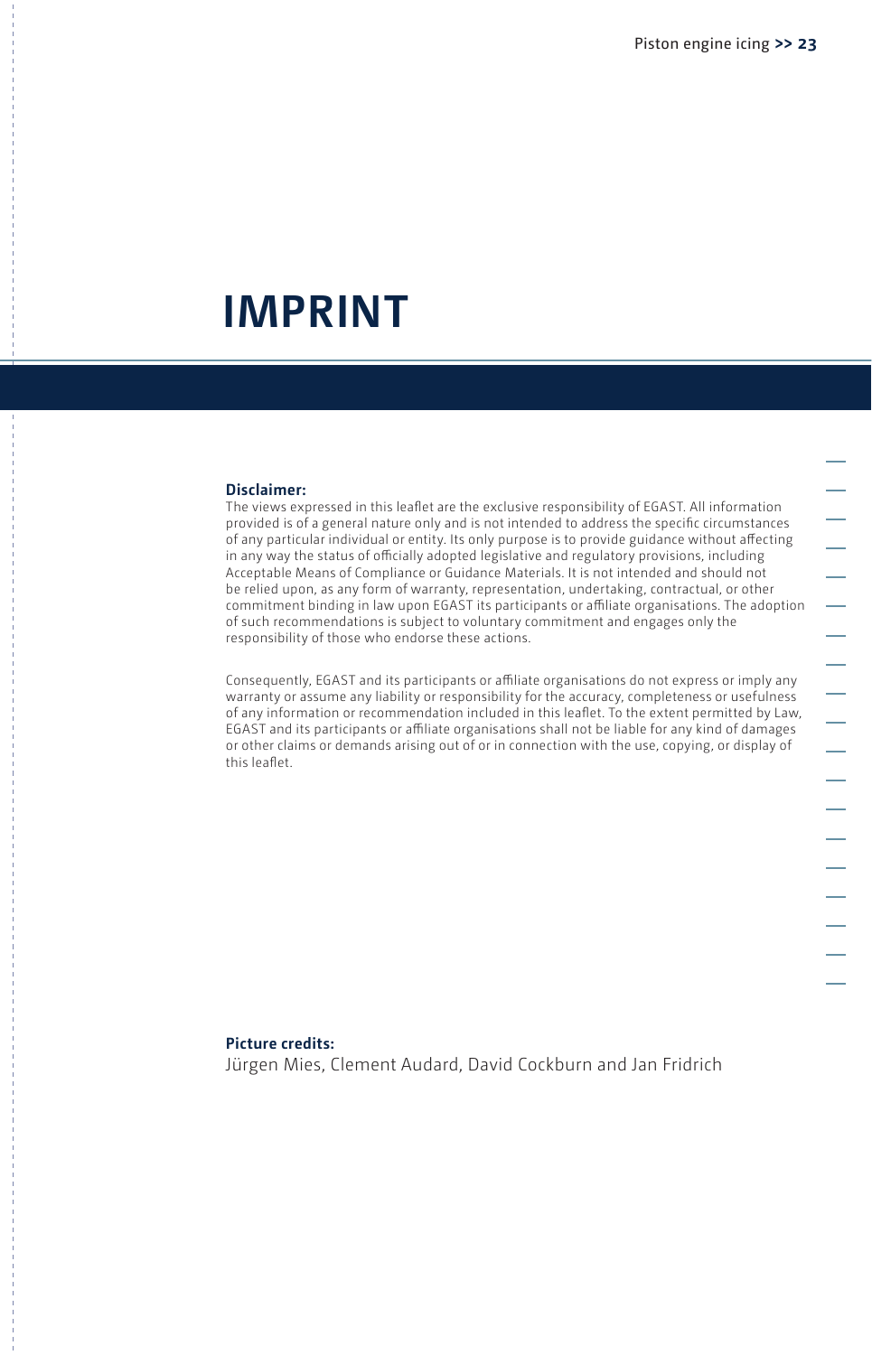# IMPRINT

**Disclaimer:**
The views expressed in this leaflet are the exclusive responsibility of EGAST. All information provided is of a general nature only and is not intended to address the specific circumstances of any particular individual or entity. Its only purpose is to provide guidance without affecting in any way the status of officially adopted legislative and regulatory provisions, including Acceptable Means of Compliance or Guidance Materials. It is not intended and should not be relied upon, as any form of warranty, representation, undertaking, contractual, or other commitment binding in law upon EGAST its participants or affiliate organisations. The adoption of such recommendations is subject to voluntary commitment and engages only the responsibility of those who endorse these actions.

Consequently, EGAST and its participants or affiliate organisations do not express or imply any warranty or assume any liability or responsibility for the accuracy, completeness or usefulness of any information or recommendation included in this leaflet. To the extent permitted by Law, EGAST and its participants or affiliate organisations shall not be liable for any kind of damages or other claims or demands arising out of or in connection with the use, copying, or display of this leaflet.

**Picture credits:**
Jürgen Mies, Clement Audard, David Cockburn and Jan Fridrich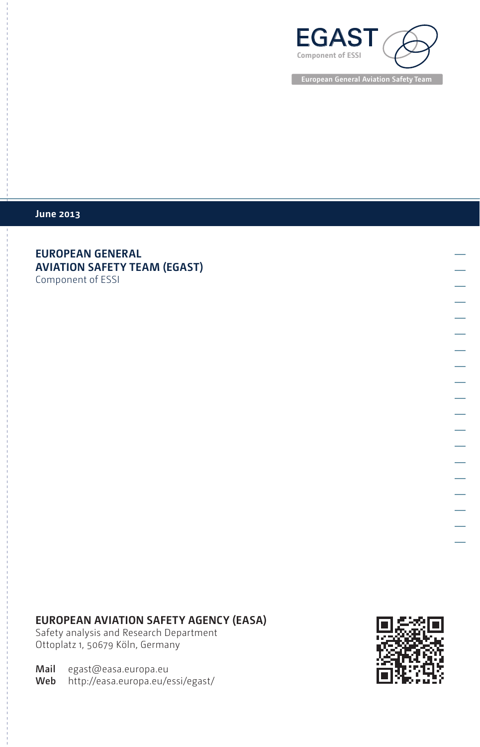EGAST

Component of ESSI

European General Aviation Safety Team

June 2013

**EUROPEAN GENERAL AVIATION SAFETY TEAM (EGAST)**
Component of ESSI

**EUROPEAN AVIATION SAFETY AGENCY (EASA)**
Safety analysis and Research Department
Ottoplatz 1, 50679 Köln, Germany

**Mail** egast@easa.europa.eu
**Web** http://easa.europa.eu/essi/egast/